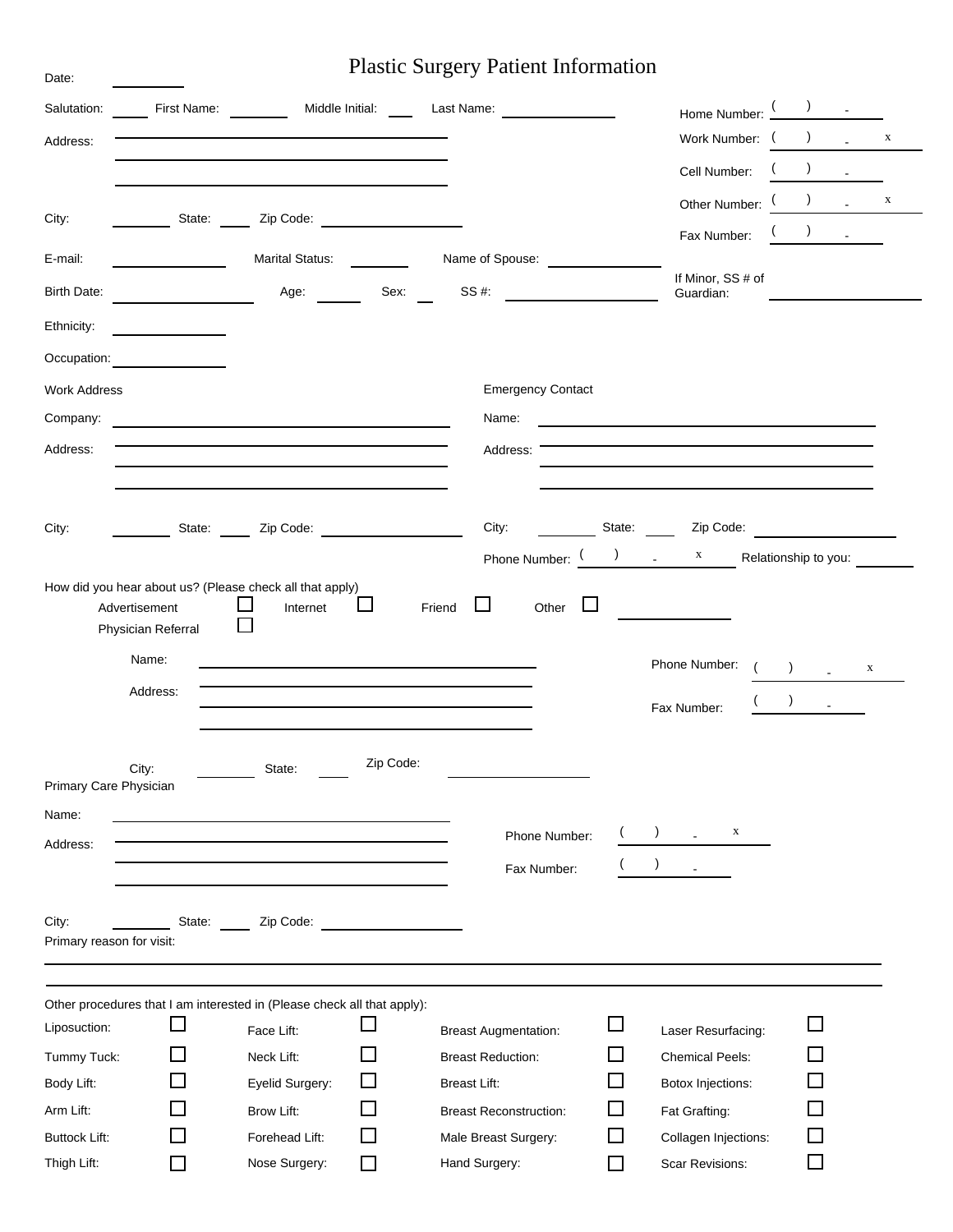# Plastic Surgery Patient Information

Date: ____________

Salutation: ______ First Name: ________ Middle Initial: ____ Last Name: ________________

Address: ________________________________________

City: ________ State: ____ Zip Code: ________________

Home Number: ( ) -

Work Number: ( ) - x

Cell Number: ( ) -

Other Number: ( ) - x

Fax Number: ( ) -

E-mail: ______________ Marital Status: ________ Name of Spouse: ______________

Birth Date: ______________ Age: ______ Sex: ___ SS #: ______________

If Minor, SS # of Guardian: ______________

Ethnicity: ______________

Occupation: ______________

**Work Address**

Company: ________________________________________

Address: ________________________________________

City: ________ State: ____ Zip Code: ________________

**Emergency Contact**

Name: ________________________________________

Address: ________________________________________

City: ________ State: ____ Zip Code: ________________

Phone Number: ( ) - x Relationship to you: ________

How did you hear about us? (Please check all that apply)

- Advertisement ☐
- Internet ☐
- Friend ☐
- Other ☐ ______________
- Physician Referral ☐

Name: ________________________________________

Address: ________________________________________

City: ________ State: ____ Zip Code: ________________

Phone Number: ( ) - x

Fax Number: ( ) -

**Primary Care Physician**

Name: ________________________________________

Address: ________________________________________

City: ________ State: ____ Zip Code: ________________

Phone Number: ( ) - x

Fax Number: ( ) -

Primary reason for visit:

________________________________________________________________________

________________________________________________________________________

Other procedures that I am interested in (Please check all that apply):

| | | | | | | | |
|---|---|---|---|---|---|---|---|
| Liposuction: | ☐ | Face Lift: | ☐ | Breast Augmentation: | ☐ | Laser Resurfacing: | ☐ |
| Tummy Tuck: | ☐ | Neck Lift: | ☐ | Breast Reduction: | ☐ | Chemical Peels: | ☐ |
| Body Lift: | ☐ | Eyelid Surgery: | ☐ | Breast Lift: | ☐ | Botox Injections: | ☐ |
| Arm Lift: | ☐ | Brow Lift: | ☐ | Breast Reconstruction: | ☐ | Fat Grafting: | ☐ |
| Buttock Lift: | ☐ | Forehead Lift: | ☐ | Male Breast Surgery: | ☐ | Collagen Injections: | ☐ |
| Thigh Lift: | ☐ | Nose Surgery: | ☐ | Hand Surgery: | ☐ | Scar Revisions: | ☐ |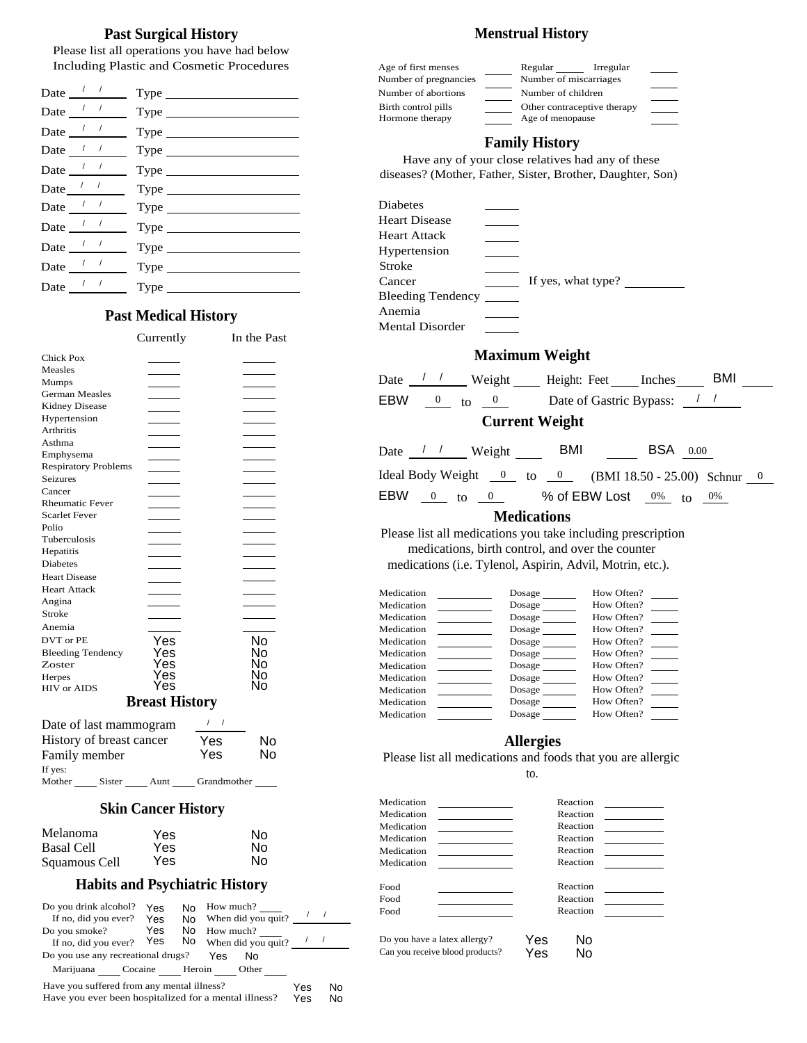## Past Surgical History

Please list all operations you have had below
Including Plastic and Cosmetic Procedures

| Date | Type |
|---|---|
| / / | |
| / / | |
| / / | |
| / / | |
| / / | |
| / / | |
| / / | |
| / / | |
| / / | |
| / / | |
| / / | |

## Past Medical History

| | Currently | In the Past |
|---|---|---|
| Chick Pox | | |
| Measles | | |
| Mumps | | |
| German Measles | | |
| Kidney Disease | | |
| Hypertension | | |
| Arthritis | | |
| Asthma | | |
| Emphysema | | |
| Respiratory Problems | | |
| Seizures | | |
| Cancer | | |
| Rheumatic Fever | | |
| Scarlet Fever | | |
| Polio | | |
| Tuberculosis | | |
| Hepatitis | | |
| Diabetes | | |
| Heart Disease | | |
| Heart Attack | | |
| Angina | | |
| Stroke | | |
| Anemia | | |
| DVT or PE | Yes | No |
| Bleeding Tendency | Yes | No |
| Zoster | Yes | No |
| Herpes | Yes | No |
| HIV or AIDS | Yes | No |

## Breast History

Date of last mammogram / /

History of breast cancer Yes No

Family member Yes No

If yes:

Mother ____ Sister ____ Aunt ____ Grandmother ____

## Skin Cancer History

| | | |
|---|---|---|
| Melanoma | Yes | No |
| Basal Cell | Yes | No |
| Squamous Cell | Yes | No |

## Habits and Psychiatric History

Do you drink alcohol? Yes No How much? ____
If no, did you ever? Yes No When did you quit? / /

Do you smoke? Yes No How much? ____
If no, did you ever? Yes No When did you quit? / /

Do you use any recreational drugs? Yes No
Marijuana ____ Cocaine ____ Heroin ____ Other ____

Have you suffered from any mental illness? Yes No

Have you ever been hospitalized for a mental illness? Yes No

## Menstrual History

| | | | |
|---|---|---|---|
| Age of first menses | | Regular ____ Irregular | |
| Number of pregnancies | | Number of miscarriages | |
| Number of abortions | | Number of children | |
| Birth control pills | | Other contraceptive therapy | |
| Hormone therapy | | Age of menopause | |

## Family History

Have any of your close relatives had any of these diseases? (Mother, Father, Sister, Brother, Daughter, Son)

| | |
|---|---|
| Diabetes | |
| Heart Disease | |
| Heart Attack | |
| Hypertension | |
| Stroke | |
| Cancer | If yes, what type? |
| Bleeding Tendency | |
| Anemia | |
| Mental Disorder | |

## Maximum Weight

Date / / Weight ____ Height: Feet ____ Inches ____ BMI ____

EBW 0 to 0 Date of Gastric Bypass: / /

## Current Weight

Date / / Weight ____ BMI ____ BSA 0.00

Ideal Body Weight 0 to 0 (BMI 18.50 - 25.00) Schnur 0

EBW 0 to 0 % of EBW Lost 0% to 0%

## Medications

Please list all medications you take including prescription medications, birth control, and over the counter medications (i.e. Tylenol, Aspirin, Advil, Motrin, etc.).

| Medication | Dosage | How Often? |
|---|---|---|
| | | |
| | | |
| | | |
| | | |
| | | |
| | | |
| | | |
| | | |
| | | |
| | | |
| | | |

## Allergies

Please list all medications and foods that you are allergic to.

| Medication | Reaction |
|---|---|
| | |
| | |
| | |
| | |
| | |
| | |

| Food | Reaction |
|---|---|
| | |
| | |
| | |

Do you have a latex allergy? Yes No

Can you receive blood products? Yes No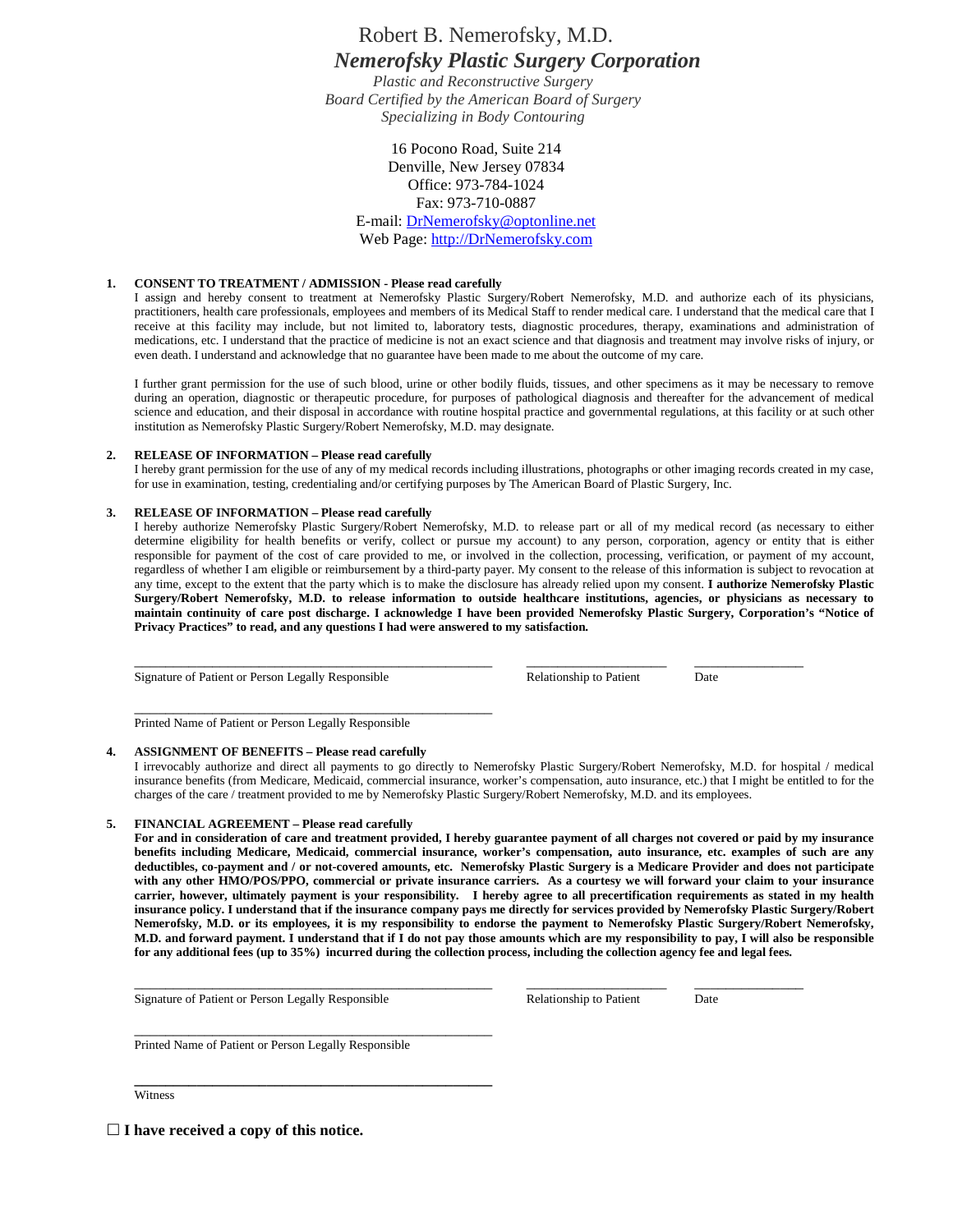# Robert B. Nemerofsky, M.D.

## *Nemerofsky Plastic Surgery Corporation*

*Plastic and Reconstructive Surgery*
*Board Certified by the American Board of Surgery*
*Specializing in Body Contouring*

16 Pocono Road, Suite 214
Denville, New Jersey 07834
Office: 973-784-1024
Fax: 973-710-0887
E-mail: DrNemerofsky@optonline.net
Web Page: http://DrNemerofsky.com

1. **CONSENT TO TREATMENT / ADMISSION - Please read carefully**
   I assign and hereby consent to treatment at Nemerofsky Plastic Surgery/Robert Nemerofsky, M.D. and authorize each of its physicians, practitioners, health care professionals, employees and members of its Medical Staff to render medical care. I understand that the medical care that I receive at this facility may include, but not limited to, laboratory tests, diagnostic procedures, therapy, examinations and administration of medications, etc. I understand that the practice of medicine is not an exact science and that diagnosis and treatment may involve risks of injury, or even death. I understand and acknowledge that no guarantee have been made to me about the outcome of my care.

   I further grant permission for the use of such blood, urine or other bodily fluids, tissues, and other specimens as it may be necessary to remove during an operation, diagnostic or therapeutic procedure, for purposes of pathological diagnosis and thereafter for the advancement of medical science and education, and their disposal in accordance with routine hospital practice and governmental regulations, at this facility or at such other institution as Nemerofsky Plastic Surgery/Robert Nemerofsky, M.D. may designate.

2. **RELEASE OF INFORMATION – Please read carefully**
   I hereby grant permission for the use of any of my medical records including illustrations, photographs or other imaging records created in my case, for use in examination, testing, credentialing and/or certifying purposes by The American Board of Plastic Surgery, Inc.

3. **RELEASE OF INFORMATION – Please read carefully**
   I hereby authorize Nemerofsky Plastic Surgery/Robert Nemerofsky, M.D. to release part or all of my medical record (as necessary to either determine eligibility for health benefits or verify, collect or pursue my account) to any person, corporation, agency or entity that is either responsible for payment of the cost of care provided to me, or involved in the collection, processing, verification, or payment of my account, regardless of whether I am eligible or reimbursement by a third-party payer. My consent to the release of this information is subject to revocation at any time, except to the extent that the party which is to make the disclosure has already relied upon my consent. **I authorize Nemerofsky Plastic Surgery/Robert Nemerofsky, M.D. to release information to outside healthcare institutions, agencies, or physicians as necessary to maintain continuity of care post discharge. I acknowledge I have been provided Nemerofsky Plastic Surgery, Corporation's "Notice of Privacy Practices" to read, and any questions I had were answered to my satisfaction.**

_______________________________________________ &nbsp;&nbsp; ____________________ &nbsp;&nbsp; _______________
Signature of Patient or Person Legally Responsible &nbsp;&nbsp; Relationship to Patient &nbsp;&nbsp; Date

_______________________________________________
Printed Name of Patient or Person Legally Responsible

4. **ASSIGNMENT OF BENEFITS – Please read carefully**
   I irrevocably authorize and direct all payments to go directly to Nemerofsky Plastic Surgery/Robert Nemerofsky, M.D. for hospital / medical insurance benefits (from Medicare, Medicaid, commercial insurance, worker's compensation, auto insurance, etc.) that I might be entitled to for the charges of the care / treatment provided to me by Nemerofsky Plastic Surgery/Robert Nemerofsky, M.D. and its employees.

5. **FINANCIAL AGREEMENT – Please read carefully**
   **For and in consideration of care and treatment provided, I hereby guarantee payment of all charges not covered or paid by my insurance benefits including Medicare, Medicaid, commercial insurance, worker's compensation, auto insurance, etc. examples of such are any deductibles, co-payment and / or not-covered amounts, etc. Nemerofsky Plastic Surgery is a Medicare Provider and does not participate with any other HMO/POS/PPO, commercial or private insurance carriers. As a courtesy we will forward your claim to your insurance carrier, however, ultimately payment is your responsibility. I hereby agree to all precertification requirements as stated in my health insurance policy. I understand that if the insurance company pays me directly for services provided by Nemerofsky Plastic Surgery/Robert Nemerofsky, M.D. or its employees, it is my responsibility to endorse the payment to Nemerofsky Plastic Surgery/Robert Nemerofsky, M.D. and forward payment. I understand that if I do not pay those amounts which are my responsibility to pay, I will also be responsible for any additional fees (up to 35%) incurred during the collection process, including the collection agency fee and legal fees.**

_______________________________________________ &nbsp;&nbsp; ____________________ &nbsp;&nbsp; _______________
Signature of Patient or Person Legally Responsible &nbsp;&nbsp; Relationship to Patient &nbsp;&nbsp; Date

_______________________________________________
Printed Name of Patient or Person Legally Responsible

_______________________________________________
Witness

☐ **I have received a copy of this notice.**